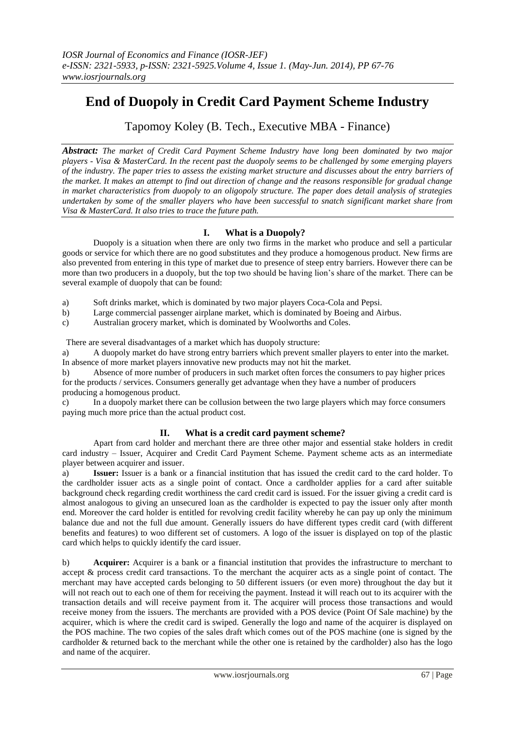# End of Duopoly in Credit Card Payment Scheme Industry

Tapomoy Koley (B. Tech., Executive MBA - Finance)

***Abstract:*** *The market of Credit Card Payment Scheme Industry have long been dominated by two major players - Visa & MasterCard. In the recent past the duopoly seems to be challenged by some emerging players of the industry. The paper tries to assess the existing market structure and discusses about the entry barriers of the market. It makes an attempt to find out direction of change and the reasons responsible for gradual change in market characteristics from duopoly to an oligopoly structure. The paper does detail analysis of strategies undertaken by some of the smaller players who have been successful to snatch significant market share from Visa & MasterCard. It also tries to trace the future path.*

## I. What is a Duopoly?

Duopoly is a situation when there are only two firms in the market who produce and sell a particular goods or service for which there are no good substitutes and they produce a homogenous product. New firms are also prevented from entering in this type of market due to presence of steep entry barriers. However there can be more than two producers in a duopoly, but the top two should be having lion's share of the market. There can be several example of duopoly that can be found:

a) Soft drinks market, which is dominated by two major players Coca-Cola and Pepsi.

b) Large commercial passenger airplane market, which is dominated by Boeing and Airbus.

c) Australian grocery market, which is dominated by Woolworths and Coles.

There are several disadvantages of a market which has duopoly structure:

a) A duopoly market do have strong entry barriers which prevent smaller players to enter into the market. In absence of more market players innovative new products may not hit the market.

b) Absence of more number of producers in such market often forces the consumers to pay higher prices for the products / services. Consumers generally get advantage when they have a number of producers producing a homogenous product.

c) In a duopoly market there can be collusion between the two large players which may force consumers paying much more price than the actual product cost.

## II. What is a credit card payment scheme?

Apart from card holder and merchant there are three other major and essential stake holders in credit card industry – Issuer, Acquirer and Credit Card Payment Scheme. Payment scheme acts as an intermediate player between acquirer and issuer.

a) **Issuer:** Issuer is a bank or a financial institution that has issued the credit card to the card holder. To the cardholder issuer acts as a single point of contact. Once a cardholder applies for a card after suitable background check regarding credit worthiness the card credit card is issued. For the issuer giving a credit card is almost analogous to giving an unsecured loan as the cardholder is expected to pay the issuer only after month end. Moreover the card holder is entitled for revolving credit facility whereby he can pay up only the minimum balance due and not the full due amount. Generally issuers do have different types credit card (with different benefits and features) to woo different set of customers. A logo of the issuer is displayed on top of the plastic card which helps to quickly identify the card issuer.

b) **Acquirer:** Acquirer is a bank or a financial institution that provides the infrastructure to merchant to accept & process credit card transactions. To the merchant the acquirer acts as a single point of contact. The merchant may have accepted cards belonging to 50 different issuers (or even more) throughout the day but it will not reach out to each one of them for receiving the payment. Instead it will reach out to its acquirer with the transaction details and will receive payment from it. The acquirer will process those transactions and would receive money from the issuers. The merchants are provided with a POS device (Point Of Sale machine) by the acquirer, which is where the credit card is swiped. Generally the logo and name of the acquirer is displayed on the POS machine. The two copies of the sales draft which comes out of the POS machine (one is signed by the cardholder & returned back to the merchant while the other one is retained by the cardholder) also has the logo and name of the acquirer.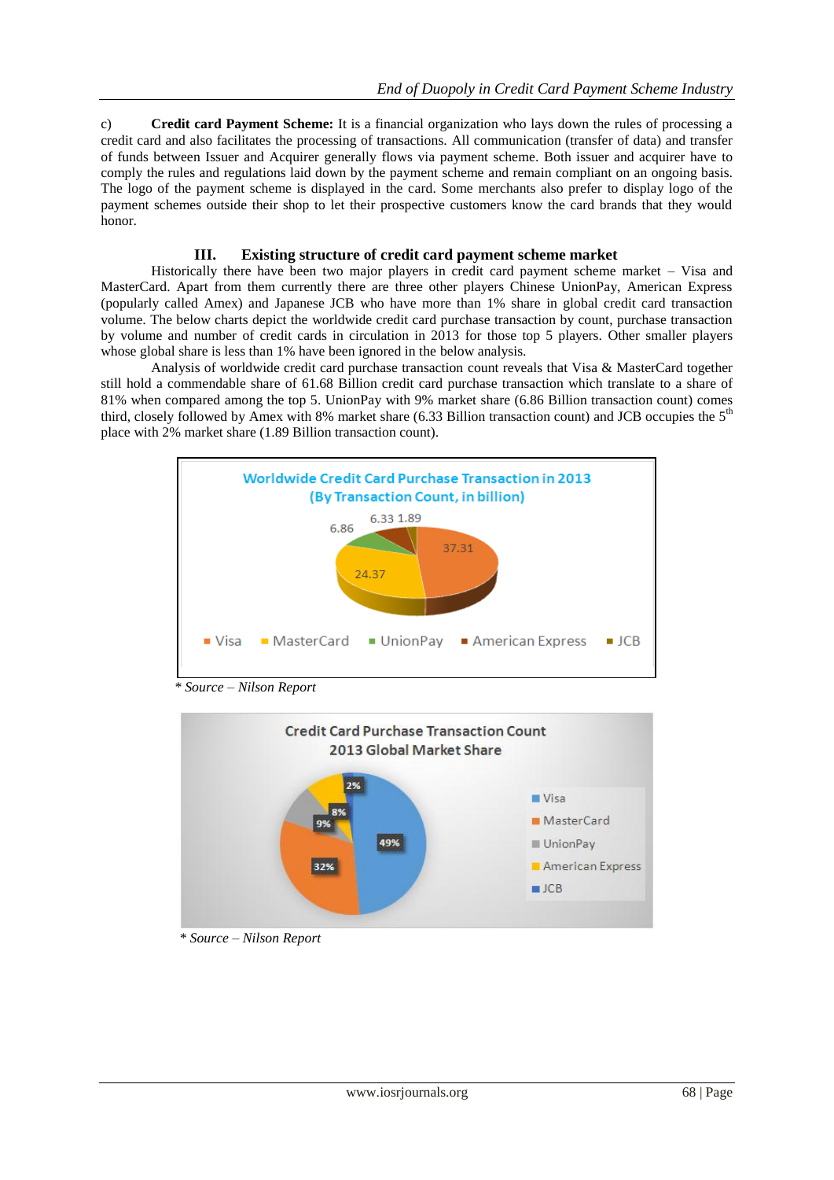c) **Credit card Payment Scheme:** It is a financial organization who lays down the rules of processing a credit card and also facilitates the processing of transactions. All communication (transfer of data) and transfer of funds between Issuer and Acquirer generally flows via payment scheme. Both issuer and acquirer have to comply the rules and regulations laid down by the payment scheme and remain compliant on an ongoing basis. The logo of the payment scheme is displayed in the card. Some merchants also prefer to display logo of the payment schemes outside their shop to let their prospective customers know the card brands that they would honor.

## III. Existing structure of credit card payment scheme market

Historically there have been two major players in credit card payment scheme market – Visa and MasterCard. Apart from them currently there are three other players Chinese UnionPay, American Express (popularly called Amex) and Japanese JCB who have more than 1% share in global credit card transaction volume. The below charts depict the worldwide credit card purchase transaction by count, purchase transaction by volume and number of credit cards in circulation in 2013 for those top 5 players. Other smaller players whose global share is less than 1% have been ignored in the below analysis.

Analysis of worldwide credit card purchase transaction count reveals that Visa & MasterCard together still hold a commendable share of 61.68 Billion credit card purchase transaction which translate to a share of 81% when compared among the top 5. UnionPay with 9% market share (6.86 Billion transaction count) comes third, closely followed by Amex with 8% market share (6.33 Billion transaction count) and JCB occupies the 5th place with 2% market share (1.89 Billion transaction count).

**Worldwide Credit Card Purchase Transaction in 2013 (By Transaction Count, in billion)**

| Scheme | Transaction Count (billion) |
| --- | --- |
| Visa | 37.31 |
| MasterCard | 24.37 |
| UnionPay | 6.86 |
| American Express | 6.33 |
| JCB | 1.89 |

\* *Source – Nilson Report*

**Credit Card Purchase Transaction Count 2013 Global Market Share**

| Scheme | Market Share |
| --- | --- |
| Visa | 49% |
| MasterCard | 32% |
| UnionPay | 9% |
| American Express | 8% |
| JCB | 2% |

\* *Source – Nilson Report*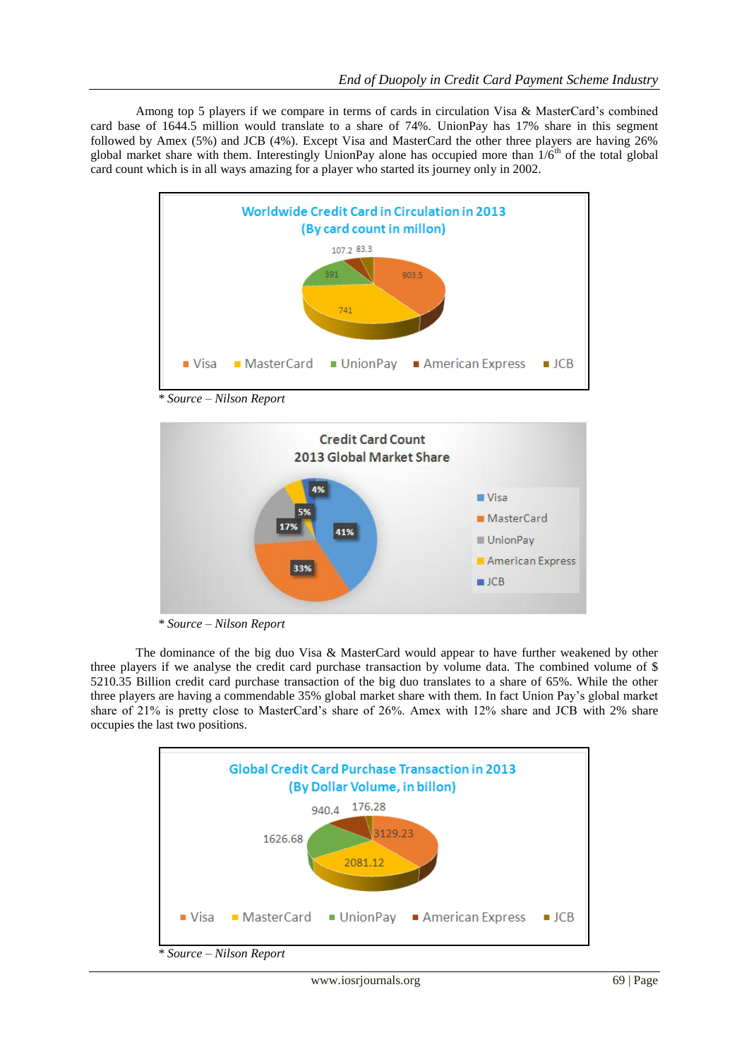Among top 5 players if we compare in terms of cards in circulation Visa & MasterCard's combined card base of 1644.5 million would translate to a share of 74%. UnionPay has 17% share in this segment followed by Amex (5%) and JCB (4%). Except Visa and MasterCard the other three players are having 26% global market share with them. Interestingly UnionPay alone has occupied more than 1/6[th] of the total global card count which is in all ways amazing for a player who started its journey only in 2002.

**Worldwide Credit Card in Circulation in 2013**
**(By card count in millon)**

| Visa | MasterCard | UnionPay | American Express | JCB |
|---|---|---|---|---|
| 903.5 | 741 | 391 | 107.2 | 83.3 |

*\* Source – Nilson Report*

**Credit Card Count**
**2013 Global Market Share**

| Visa | MasterCard | UnionPay | American Express | JCB |
|---|---|---|---|---|
| 41% | 33% | 17% | 5% | 4% |

*\* Source – Nilson Report*

The dominance of the big duo Visa & MasterCard would appear to have further weakened by other three players if we analyse the credit card purchase transaction by volume data. The combined volume of $ 5210.35 Billion credit card purchase transaction of the big duo translates to a share of 65%. While the other three players are having a commendable 35% global market share with them. In fact Union Pay's global market share of 21% is pretty close to MasterCard's share of 26%. Amex with 12% share and JCB with 2% share occupies the last two positions.

**Global Credit Card Purchase Transaction in 2013**
**(By Dollar Volume, in billon)**

| Visa | MasterCard | UnionPay | American Express | JCB |
|---|---|---|---|---|
| 3129.23 | 2081.12 | 1626.68 | 940.4 | 176.28 |

*\* Source – Nilson Report*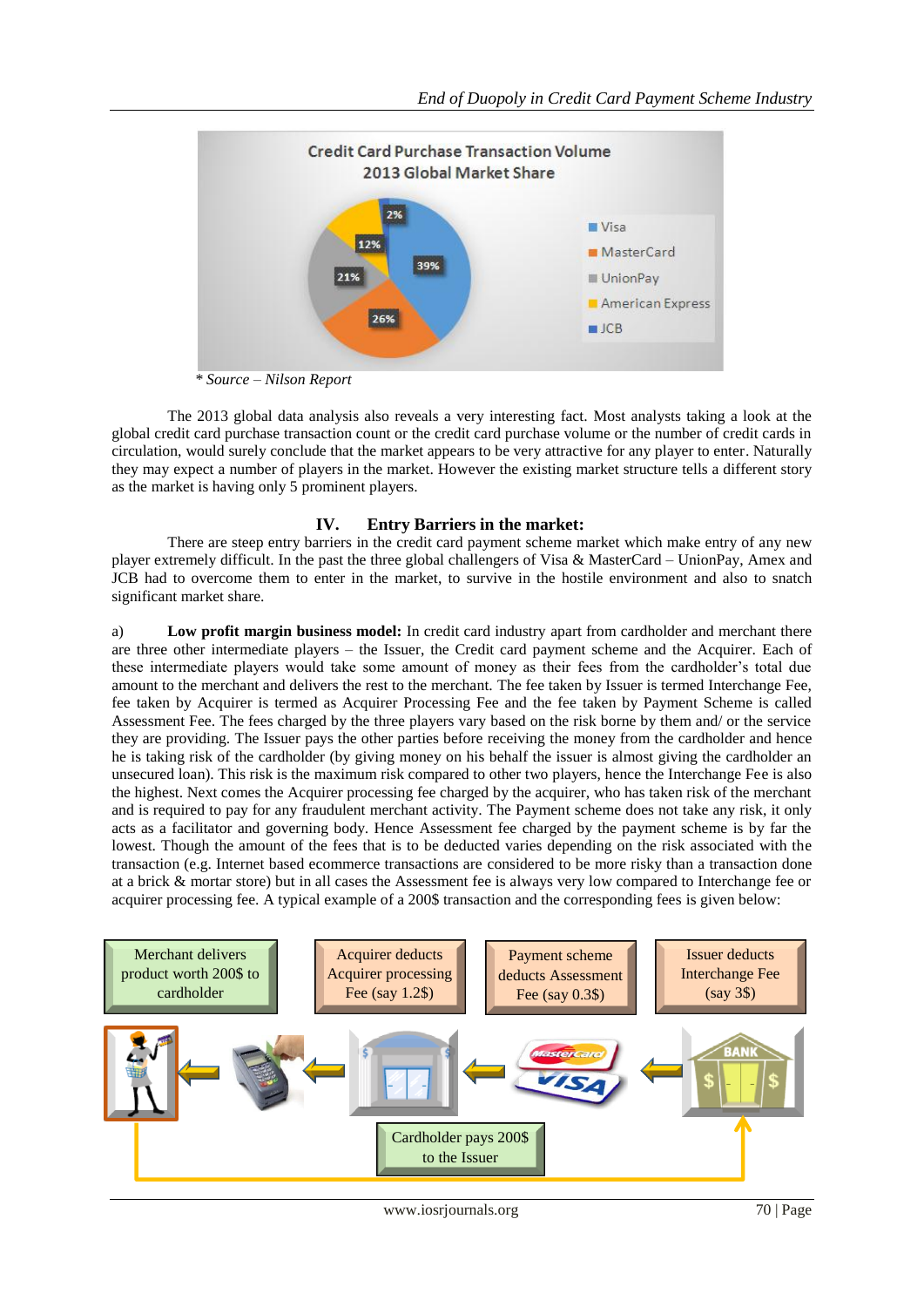*Source – Nilson Report

The 2013 global data analysis also reveals a very interesting fact. Most analysts taking a look at the global credit card purchase transaction count or the credit card purchase volume or the number of credit cards in circulation, would surely conclude that the market appears to be very attractive for any player to enter. Naturally they may expect a number of players in the market. However the existing market structure tells a different story as the market is having only 5 prominent players.

## IV. Entry Barriers in the market:

There are steep entry barriers in the credit card payment scheme market which make entry of any new player extremely difficult. In the past the three global challengers of Visa & MasterCard – UnionPay, Amex and JCB had to overcome them to enter in the market, to survive in the hostile environment and also to snatch significant market share.

a) **Low profit margin business model:** In credit card industry apart from cardholder and merchant there are three other intermediate players – the Issuer, the Credit card payment scheme and the Acquirer. Each of these intermediate players would take some amount of money as their fees from the cardholder's total due amount to the merchant and delivers the rest to the merchant. The fee taken by Issuer is termed Interchange Fee, fee taken by Acquirer is termed as Acquirer Processing Fee and the fee taken by Payment Scheme is called Assessment Fee. The fees charged by the three players vary based on the risk borne by them and/ or the service they are providing. The Issuer pays the other parties before receiving the money from the cardholder and hence he is taking risk of the cardholder (by giving money on his behalf the issuer is almost giving the cardholder an unsecured loan). This risk is the maximum risk compared to other two players, hence the Interchange Fee is also the highest. Next comes the Acquirer processing fee charged by the acquirer, who has taken risk of the merchant and is required to pay for any fraudulent merchant activity. The Payment scheme does not take any risk, it only acts as a facilitator and governing body. Hence Assessment fee charged by the payment scheme is by far the lowest. Though the amount of the fees that is to be deducted varies depending on the risk associated with the transaction (e.g. Internet based ecommerce transactions are considered to be more risky than a transaction done at a brick & mortar store) but in all cases the Assessment fee is always very low compared to Interchange fee or acquirer processing fee. A typical example of a 200$ transaction and the corresponding fees is given below: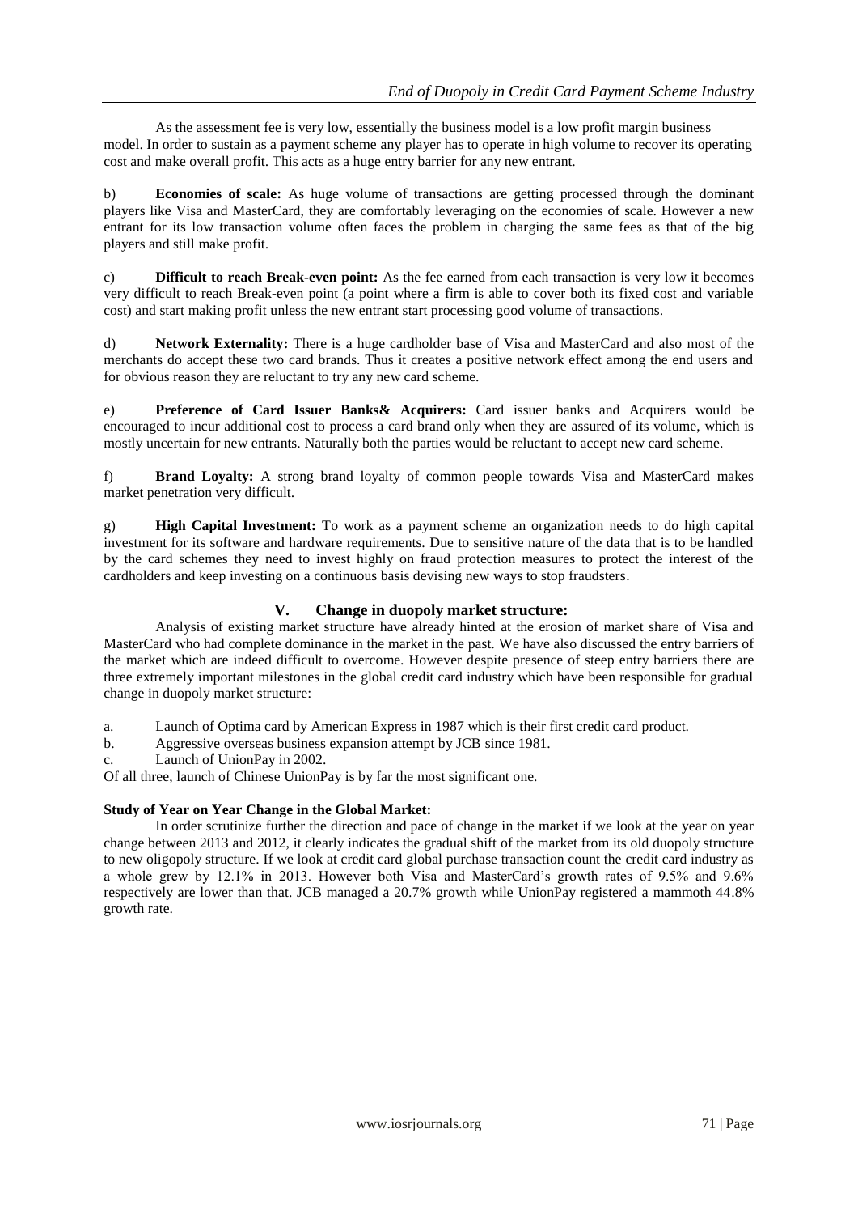As the assessment fee is very low, essentially the business model is a low profit margin business model. In order to sustain as a payment scheme any player has to operate in high volume to recover its operating cost and make overall profit. This acts as a huge entry barrier for any new entrant.

b) **Economies of scale:** As huge volume of transactions are getting processed through the dominant players like Visa and MasterCard, they are comfortably leveraging on the economies of scale. However a new entrant for its low transaction volume often faces the problem in charging the same fees as that of the big players and still make profit.

c) **Difficult to reach Break-even point:** As the fee earned from each transaction is very low it becomes very difficult to reach Break-even point (a point where a firm is able to cover both its fixed cost and variable cost) and start making profit unless the new entrant start processing good volume of transactions.

d) **Network Externality:** There is a huge cardholder base of Visa and MasterCard and also most of the merchants do accept these two card brands. Thus it creates a positive network effect among the end users and for obvious reason they are reluctant to try any new card scheme.

e) **Preference of Card Issuer Banks& Acquirers:** Card issuer banks and Acquirers would be encouraged to incur additional cost to process a card brand only when they are assured of its volume, which is mostly uncertain for new entrants. Naturally both the parties would be reluctant to accept new card scheme.

f) **Brand Loyalty:** A strong brand loyalty of common people towards Visa and MasterCard makes market penetration very difficult.

g) **High Capital Investment:** To work as a payment scheme an organization needs to do high capital investment for its software and hardware requirements. Due to sensitive nature of the data that is to be handled by the card schemes they need to invest highly on fraud protection measures to protect the interest of the cardholders and keep investing on a continuous basis devising new ways to stop fraudsters.

## V. Change in duopoly market structure:

Analysis of existing market structure have already hinted at the erosion of market share of Visa and MasterCard who had complete dominance in the market in the past. We have also discussed the entry barriers of the market which are indeed difficult to overcome. However despite presence of steep entry barriers there are three extremely important milestones in the global credit card industry which have been responsible for gradual change in duopoly market structure:

a. Launch of Optima card by American Express in 1987 which is their first credit card product.
b. Aggressive overseas business expansion attempt by JCB since 1981.
c. Launch of UnionPay in 2002.

Of all three, launch of Chinese UnionPay is by far the most significant one.

**Study of Year on Year Change in the Global Market:**

In order scrutinize further the direction and pace of change in the market if we look at the year on year change between 2013 and 2012, it clearly indicates the gradual shift of the market from its old duopoly structure to new oligopoly structure. If we look at credit card global purchase transaction count the credit card industry as a whole grew by 12.1% in 2013. However both Visa and MasterCard's growth rates of 9.5% and 9.6% respectively are lower than that. JCB managed a 20.7% growth while UnionPay registered a mammoth 44.8% growth rate.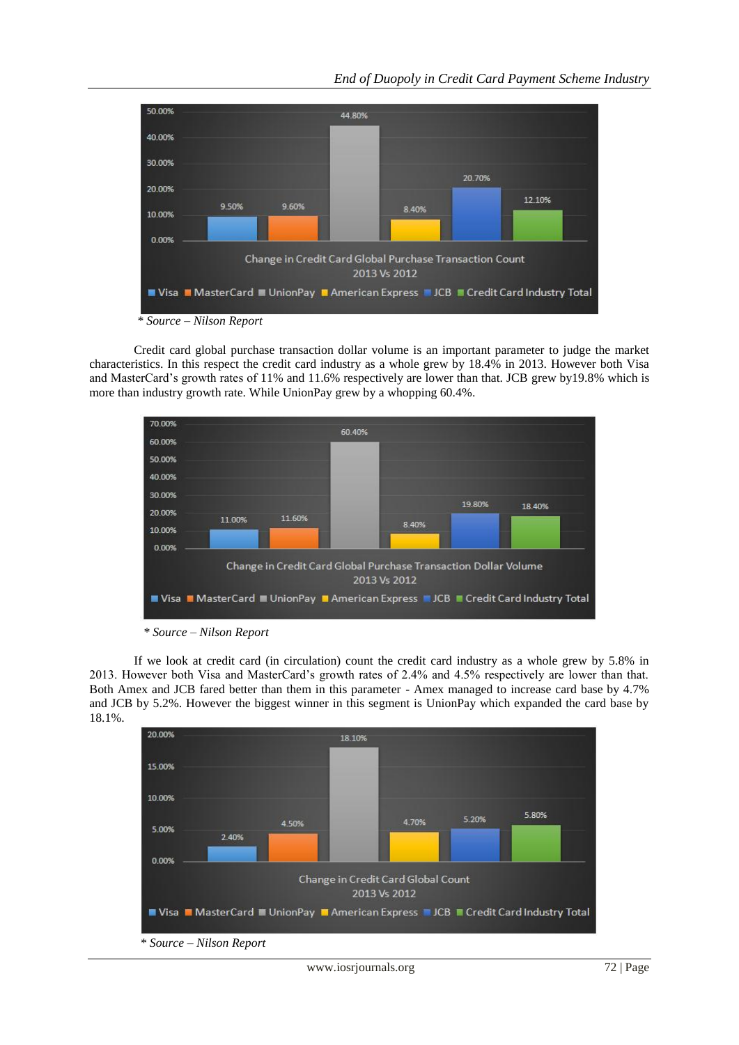| | Visa | MasterCard | UnionPay | American Express | JCB | Credit Card Industry Total |
|---|---|---|---|---|---|---|
| Change in Credit Card Global Purchase Transaction Count 2013 Vs 2012 | 9.50% | 9.60% | 44.80% | 8.40% | 20.70% | 12.10% |

*\* Source – Nilson Report*

Credit card global purchase transaction dollar volume is an important parameter to judge the market characteristics. In this respect the credit card industry as a whole grew by 18.4% in 2013. However both Visa and MasterCard's growth rates of 11% and 11.6% respectively are lower than that. JCB grew by19.8% which is more than industry growth rate. While UnionPay grew by a whopping 60.4%.

| | Visa | MasterCard | UnionPay | American Express | JCB | Credit Card Industry Total |
|---|---|---|---|---|---|---|
| Change in Credit Card Global Purchase Transaction Dollar Volume 2013 Vs 2012 | 11.00% | 11.60% | 60.40% | 8.40% | 19.80% | 18.40% |

*\* Source – Nilson Report*

If we look at credit card (in circulation) count the credit card industry as a whole grew by 5.8% in 2013. However both Visa and MasterCard's growth rates of 2.4% and 4.5% respectively are lower than that. Both Amex and JCB fared better than them in this parameter - Amex managed to increase card base by 4.7% and JCB by 5.2%. However the biggest winner in this segment is UnionPay which expanded the card base by 18.1%.

| | Visa | MasterCard | UnionPay | American Express | JCB | Credit Card Industry Total |
|---|---|---|---|---|---|---|
| Change in Credit Card Global Count 2013 Vs 2012 | 2.40% | 4.50% | 18.10% | 4.70% | 5.20% | 5.80% |

*\* Source – Nilson Report*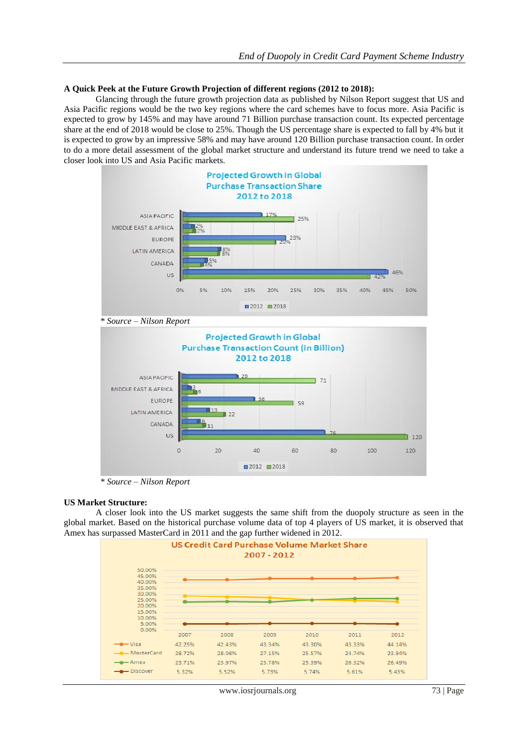**A Quick Peek at the Future Growth Projection of different regions (2012 to 2018):**

Glancing through the future growth projection data as published by Nilson Report suggest that US and Asia Pacific regions would be the two key regions where the card schemes have to focus more. Asia Pacific is expected to grow by 145% and may have around 71 Billion purchase transaction count. Its expected percentage share at the end of 2018 would be close to 25%. Though the US percentage share is expected to fall by 4% but it is expected to grow by an impressive 58% and may have around 120 Billion purchase transaction count. In order to do a more detail assessment of the global market structure and understand its future trend we need to take a closer look into US and Asia Pacific markets.

**Projected Growth in Global Purchase Transaction Share 2012 to 2018**

| Region | 2012 | 2018 |
|---|---|---|
| ASIA PACIFIC | 17% | 25% |
| MIDDLE EAST & AFRICA | 2% | 2% |
| EUROPE | 23% | 20% |
| LATIN AMERICA | 8% | 8% |
| CANADA | 5% | 4% |
| US | 46% | 42% |

*\* Source – Nilson Report*

**Projected Growth in Global Purchase Transaction Count (in Billion) 2012 to 2018**

| Region | 2012 | 2018 |
|---|---|---|
| ASIA PACIFIC | 29 | 71 |
| MIDDLE EAST & AFRICA | 3 | 6 |
| EUROPE | 38 | 59 |
| LATIN AMERICA | 13 | 22 |
| CANADA | 8 | 11 |
| US | 76 | 120 |

*\* Source – Nilson Report*

**US Market Structure:**

A closer look into the US market suggests the same shift from the duopoly structure as seen in the global market. Based on the historical purchase volume data of top 4 players of US market, it is observed that Amex has surpassed MasterCard in 2011 and the gap further widened in 2012.

**US Credit Card Purchase Volume Market Share 2007 - 2012**

| | 2007 | 2008 | 2009 | 2010 | 2011 | 2012 |
|---|---|---|---|---|---|---|
| Visa | 42.25% | 42.43% | 43.34% | 43.30% | 43.33% | 44.14% |
| MasterCard | 28.72% | 28.08% | 27.15% | 25.57% | 24.74% | 23.94% |
| Amex | 23.71% | 23.97% | 23.78% | 25.39% | 26.32% | 26.49% |
| Discover | 5.32% | 5.52% | 5.73% | 5.74% | 5.61% | 5.43% |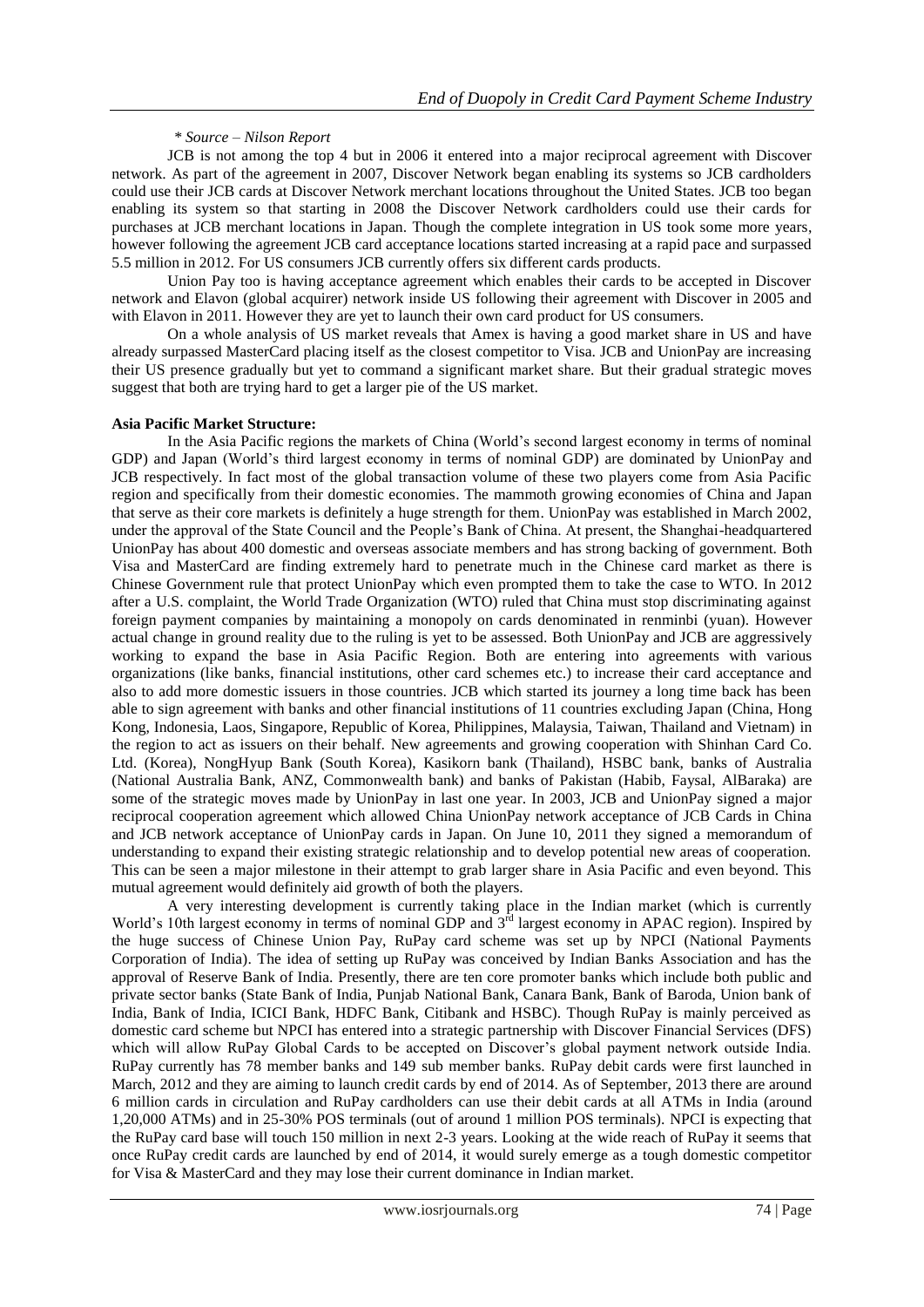*\* Source – Nilson Report*

JCB is not among the top 4 but in 2006 it entered into a major reciprocal agreement with Discover network. As part of the agreement in 2007, Discover Network began enabling its systems so JCB cardholders could use their JCB cards at Discover Network merchant locations throughout the United States. JCB too began enabling its system so that starting in 2008 the Discover Network cardholders could use their cards for purchases at JCB merchant locations in Japan. Though the complete integration in US took some more years, however following the agreement JCB card acceptance locations started increasing at a rapid pace and surpassed 5.5 million in 2012. For US consumers JCB currently offers six different cards products.

Union Pay too is having acceptance agreement which enables their cards to be accepted in Discover network and Elavon (global acquirer) network inside US following their agreement with Discover in 2005 and with Elavon in 2011. However they are yet to launch their own card product for US consumers.

On a whole analysis of US market reveals that Amex is having a good market share in US and have already surpassed MasterCard placing itself as the closest competitor to Visa. JCB and UnionPay are increasing their US presence gradually but yet to command a significant market share. But their gradual strategic moves suggest that both are trying hard to get a larger pie of the US market.

**Asia Pacific Market Structure:**

In the Asia Pacific regions the markets of China (World's second largest economy in terms of nominal GDP) and Japan (World's third largest economy in terms of nominal GDP) are dominated by UnionPay and JCB respectively. In fact most of the global transaction volume of these two players come from Asia Pacific region and specifically from their domestic economies. The mammoth growing economies of China and Japan that serve as their core markets is definitely a huge strength for them. UnionPay was established in March 2002, under the approval of the State Council and the People's Bank of China. At present, the Shanghai-headquartered UnionPay has about 400 domestic and overseas associate members and has strong backing of government. Both Visa and MasterCard are finding extremely hard to penetrate much in the Chinese card market as there is Chinese Government rule that protect UnionPay which even prompted them to take the case to WTO. In 2012 after a U.S. complaint, the World Trade Organization (WTO) ruled that China must stop discriminating against foreign payment companies by maintaining a monopoly on cards denominated in renminbi (yuan). However actual change in ground reality due to the ruling is yet to be assessed. Both UnionPay and JCB are aggressively working to expand the base in Asia Pacific Region. Both are entering into agreements with various organizations (like banks, financial institutions, other card schemes etc.) to increase their card acceptance and also to add more domestic issuers in those countries. JCB which started its journey a long time back has been able to sign agreement with banks and other financial institutions of 11 countries excluding Japan (China, Hong Kong, Indonesia, Laos, Singapore, Republic of Korea, Philippines, Malaysia, Taiwan, Thailand and Vietnam) in the region to act as issuers on their behalf. New agreements and growing cooperation with Shinhan Card Co. Ltd. (Korea), NongHyup Bank (South Korea), Kasikorn bank (Thailand), HSBC bank, banks of Australia (National Australia Bank, ANZ, Commonwealth bank) and banks of Pakistan (Habib, Faysal, AlBaraka) are some of the strategic moves made by UnionPay in last one year. In 2003, JCB and UnionPay signed a major reciprocal cooperation agreement which allowed China UnionPay network acceptance of JCB Cards in China and JCB network acceptance of UnionPay cards in Japan. On June 10, 2011 they signed a memorandum of understanding to expand their existing strategic relationship and to develop potential new areas of cooperation. This can be seen a major milestone in their attempt to grab larger share in Asia Pacific and even beyond. This mutual agreement would definitely aid growth of both the players.

A very interesting development is currently taking place in the Indian market (which is currently World's 10th largest economy in terms of nominal GDP and 3rd largest economy in APAC region). Inspired by the huge success of Chinese Union Pay, RuPay card scheme was set up by NPCI (National Payments Corporation of India). The idea of setting up RuPay was conceived by Indian Banks Association and has the approval of Reserve Bank of India. Presently, there are ten core promoter banks which include both public and private sector banks (State Bank of India, Punjab National Bank, Canara Bank, Bank of Baroda, Union bank of India, Bank of India, ICICI Bank, HDFC Bank, Citibank and HSBC). Though RuPay is mainly perceived as domestic card scheme but NPCI has entered into a strategic partnership with Discover Financial Services (DFS) which will allow RuPay Global Cards to be accepted on Discover's global payment network outside India. RuPay currently has 78 member banks and 149 sub member banks. RuPay debit cards were first launched in March, 2012 and they are aiming to launch credit cards by end of 2014. As of September, 2013 there are around 6 million cards in circulation and RuPay cardholders can use their debit cards at all ATMs in India (around 1,20,000 ATMs) and in 25-30% POS terminals (out of around 1 million POS terminals). NPCI is expecting that the RuPay card base will touch 150 million in next 2-3 years. Looking at the wide reach of RuPay it seems that once RuPay credit cards are launched by end of 2014, it would surely emerge as a tough domestic competitor for Visa & MasterCard and they may lose their current dominance in Indian market.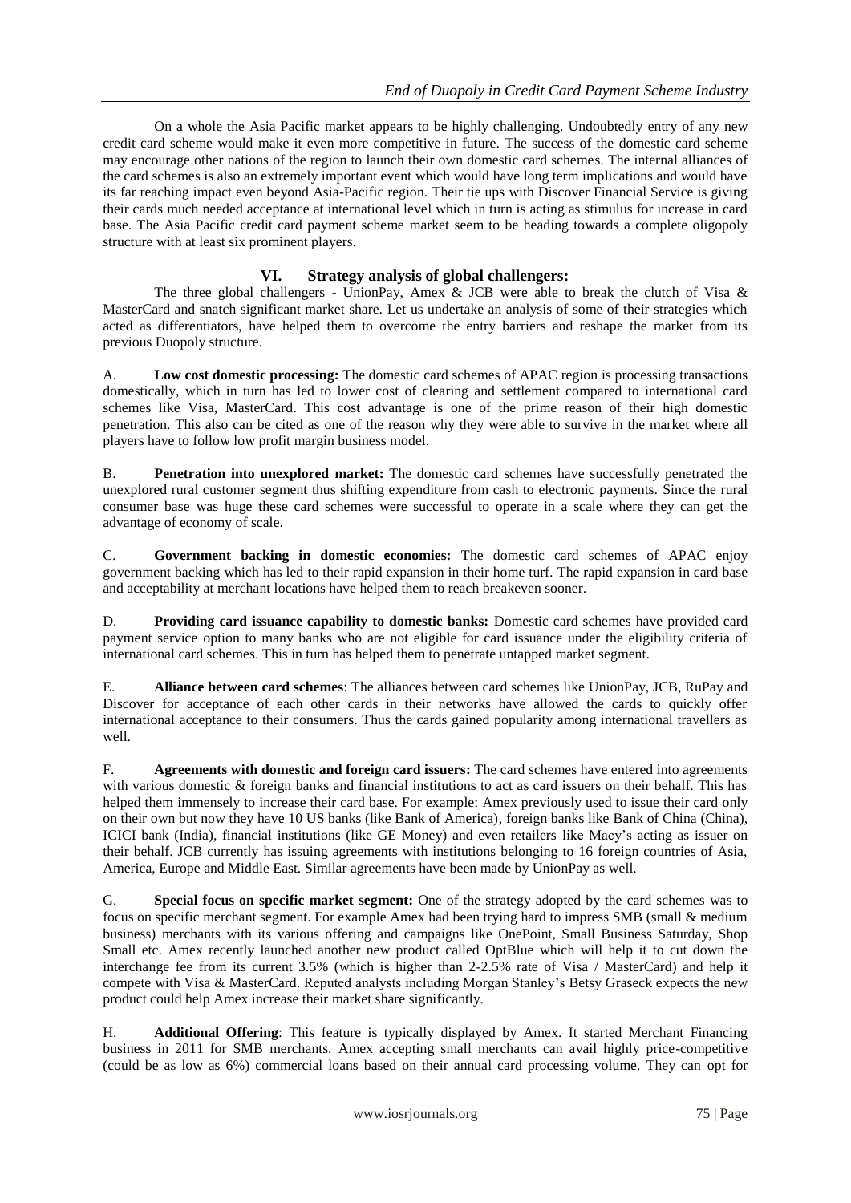On a whole the Asia Pacific market appears to be highly challenging. Undoubtedly entry of any new credit card scheme would make it even more competitive in future. The success of the domestic card scheme may encourage other nations of the region to launch their own domestic card schemes. The internal alliances of the card schemes is also an extremely important event which would have long term implications and would have its far reaching impact even beyond Asia-Pacific region. Their tie ups with Discover Financial Service is giving their cards much needed acceptance at international level which in turn is acting as stimulus for increase in card base. The Asia Pacific credit card payment scheme market seem to be heading towards a complete oligopoly structure with at least six prominent players.

## VI. Strategy analysis of global challengers:

The three global challengers - UnionPay, Amex & JCB were able to break the clutch of Visa & MasterCard and snatch significant market share. Let us undertake an analysis of some of their strategies which acted as differentiators, have helped them to overcome the entry barriers and reshape the market from its previous Duopoly structure.

A. **Low cost domestic processing:** The domestic card schemes of APAC region is processing transactions domestically, which in turn has led to lower cost of clearing and settlement compared to international card schemes like Visa, MasterCard. This cost advantage is one of the prime reason of their high domestic penetration. This also can be cited as one of the reason why they were able to survive in the market where all players have to follow low profit margin business model.

B. **Penetration into unexplored market:** The domestic card schemes have successfully penetrated the unexplored rural customer segment thus shifting expenditure from cash to electronic payments. Since the rural consumer base was huge these card schemes were successful to operate in a scale where they can get the advantage of economy of scale.

C. **Government backing in domestic economies:** The domestic card schemes of APAC enjoy government backing which has led to their rapid expansion in their home turf. The rapid expansion in card base and acceptability at merchant locations have helped them to reach breakeven sooner.

D. **Providing card issuance capability to domestic banks:** Domestic card schemes have provided card payment service option to many banks who are not eligible for card issuance under the eligibility criteria of international card schemes. This in turn has helped them to penetrate untapped market segment.

E. **Alliance between card schemes**: The alliances between card schemes like UnionPay, JCB, RuPay and Discover for acceptance of each other cards in their networks have allowed the cards to quickly offer international acceptance to their consumers. Thus the cards gained popularity among international travellers as well.

F. **Agreements with domestic and foreign card issuers:** The card schemes have entered into agreements with various domestic & foreign banks and financial institutions to act as card issuers on their behalf. This has helped them immensely to increase their card base. For example: Amex previously used to issue their card only on their own but now they have 10 US banks (like Bank of America), foreign banks like Bank of China (China), ICICI bank (India), financial institutions (like GE Money) and even retailers like Macy's acting as issuer on their behalf. JCB currently has issuing agreements with institutions belonging to 16 foreign countries of Asia, America, Europe and Middle East. Similar agreements have been made by UnionPay as well.

G. **Special focus on specific market segment:** One of the strategy adopted by the card schemes was to focus on specific merchant segment. For example Amex had been trying hard to impress SMB (small & medium business) merchants with its various offering and campaigns like OnePoint, Small Business Saturday, Shop Small etc. Amex recently launched another new product called OptBlue which will help it to cut down the interchange fee from its current 3.5% (which is higher than 2-2.5% rate of Visa / MasterCard) and help it compete with Visa & MasterCard. Reputed analysts including Morgan Stanley's Betsy Graseck expects the new product could help Amex increase their market share significantly.

H. **Additional Offering**: This feature is typically displayed by Amex. It started Merchant Financing business in 2011 for SMB merchants. Amex accepting small merchants can avail highly price-competitive (could be as low as 6%) commercial loans based on their annual card processing volume. They can opt for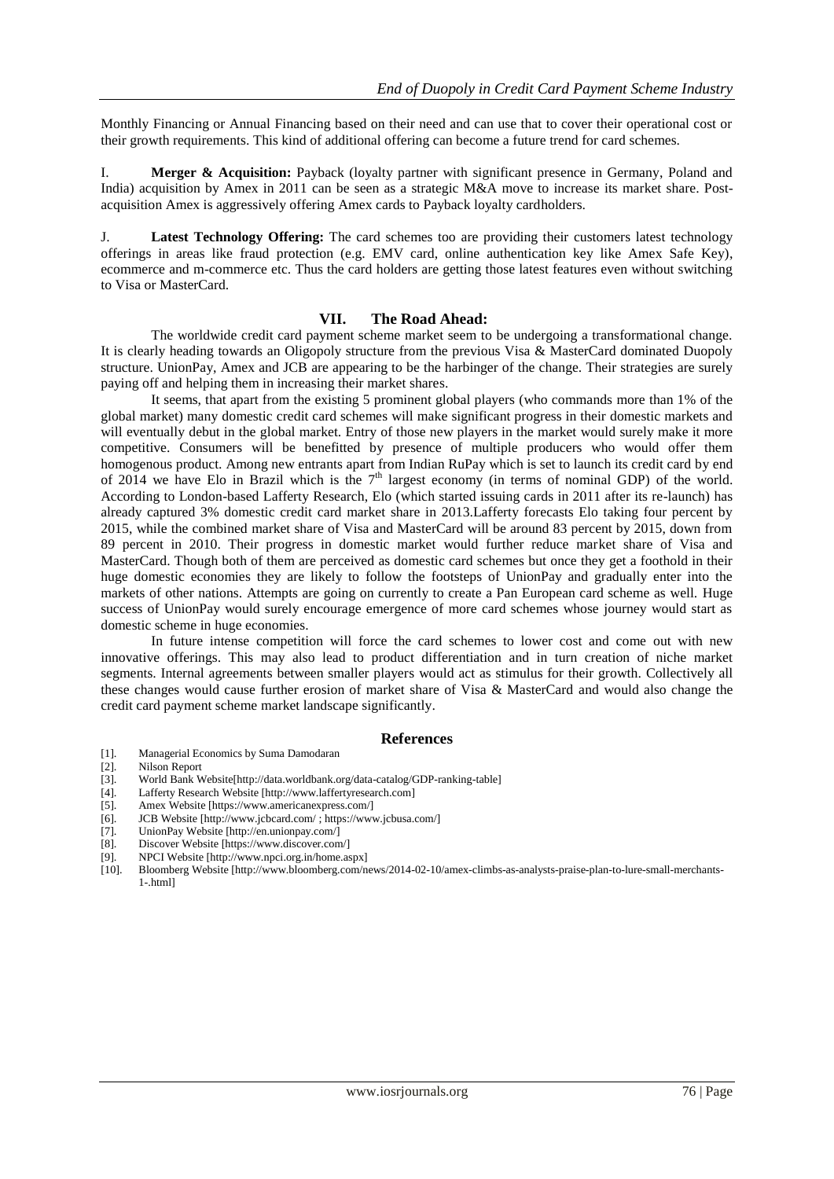Monthly Financing or Annual Financing based on their need and can use that to cover their operational cost or their growth requirements. This kind of additional offering can become a future trend for card schemes.

I. **Merger & Acquisition:** Payback (loyalty partner with significant presence in Germany, Poland and India) acquisition by Amex in 2011 can be seen as a strategic M&A move to increase its market share. Post-acquisition Amex is aggressively offering Amex cards to Payback loyalty cardholders.

J. **Latest Technology Offering:** The card schemes too are providing their customers latest technology offerings in areas like fraud protection (e.g. EMV card, online authentication key like Amex Safe Key), ecommerce and m-commerce etc. Thus the card holders are getting those latest features even without switching to Visa or MasterCard.

## VII. The Road Ahead:

The worldwide credit card payment scheme market seem to be undergoing a transformational change. It is clearly heading towards an Oligopoly structure from the previous Visa & MasterCard dominated Duopoly structure. UnionPay, Amex and JCB are appearing to be the harbinger of the change. Their strategies are surely paying off and helping them in increasing their market shares.

It seems, that apart from the existing 5 prominent global players (who commands more than 1% of the global market) many domestic credit card schemes will make significant progress in their domestic markets and will eventually debut in the global market. Entry of those new players in the market would surely make it more competitive. Consumers will be benefitted by presence of multiple producers who would offer them homogenous product. Among new entrants apart from Indian RuPay which is set to launch its credit card by end of 2014 we have Elo in Brazil which is the 7[th] largest economy (in terms of nominal GDP) of the world. According to London-based Lafferty Research, Elo (which started issuing cards in 2011 after its re-launch) has already captured 3% domestic credit card market share in 2013.Lafferty forecasts Elo taking four percent by 2015, while the combined market share of Visa and MasterCard will be around 83 percent by 2015, down from 89 percent in 2010. Their progress in domestic market would further reduce market share of Visa and MasterCard. Though both of them are perceived as domestic card schemes but once they get a foothold in their huge domestic economies they are likely to follow the footsteps of UnionPay and gradually enter into the markets of other nations. Attempts are going on currently to create a Pan European card scheme as well. Huge success of UnionPay would surely encourage emergence of more card schemes whose journey would start as domestic scheme in huge economies.

In future intense competition will force the card schemes to lower cost and come out with new innovative offerings. This may also lead to product differentiation and in turn creation of niche market segments. Internal agreements between smaller players would act as stimulus for their growth. Collectively all these changes would cause further erosion of market share of Visa & MasterCard and would also change the credit card payment scheme market landscape significantly.

## References

[1]. Managerial Economics by Suma Damodaran
[2]. Nilson Report
[3]. World Bank Website[http://data.worldbank.org/data-catalog/GDP-ranking-table]
[4]. Lafferty Research Website [http://www.laffertyresearch.com]
[5]. Amex Website [https://www.americanexpress.com/]
[6]. JCB Website [http://www.jcbcard.com/ ; https://www.jcbusa.com/]
[7]. UnionPay Website [http://en.unionpay.com/]
[8]. Discover Website [https://www.discover.com/]
[9]. NPCI Website [http://www.npci.org.in/home.aspx]
[10]. Bloomberg Website [http://www.bloomberg.com/news/2014-02-10/amex-climbs-as-analysts-praise-plan-to-lure-small-merchants-1-.html]